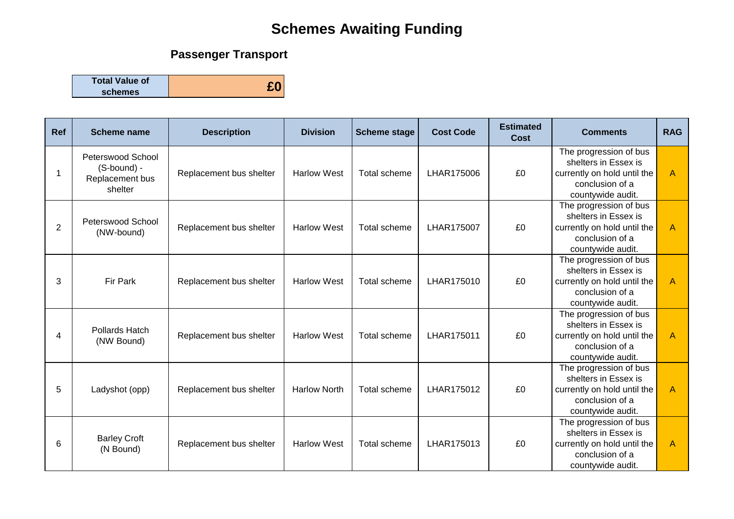# Schemes Awaiting Funding

## Passenger Transport

| Total Value of schemes | £0 |
|---|---|

| Ref | Scheme name | Description | Division | Scheme stage | Cost Code | Estimated Cost | Comments | RAG |
|---|---|---|---|---|---|---|---|---|
| 1 | Peterswood School (S-bound) - Replacement bus shelter | Replacement bus shelter | Harlow West | Total scheme | LHAR175006 | £0 | The progression of bus shelters in Essex is currently on hold until the conclusion of a countywide audit. | A |
| 2 | Peterswood School (NW-bound) | Replacement bus shelter | Harlow West | Total scheme | LHAR175007 | £0 | The progression of bus shelters in Essex is currently on hold until the conclusion of a countywide audit. | A |
| 3 | Fir Park | Replacement bus shelter | Harlow West | Total scheme | LHAR175010 | £0 | The progression of bus shelters in Essex is currently on hold until the conclusion of a countywide audit. | A |
| 4 | Pollards Hatch (NW Bound) | Replacement bus shelter | Harlow West | Total scheme | LHAR175011 | £0 | The progression of bus shelters in Essex is currently on hold until the conclusion of a countywide audit. | A |
| 5 | Ladyshot (opp) | Replacement bus shelter | Harlow North | Total scheme | LHAR175012 | £0 | The progression of bus shelters in Essex is currently on hold until the conclusion of a countywide audit. | A |
| 6 | Barley Croft (N Bound) | Replacement bus shelter | Harlow West | Total scheme | LHAR175013 | £0 | The progression of bus shelters in Essex is currently on hold until the conclusion of a countywide audit. | A |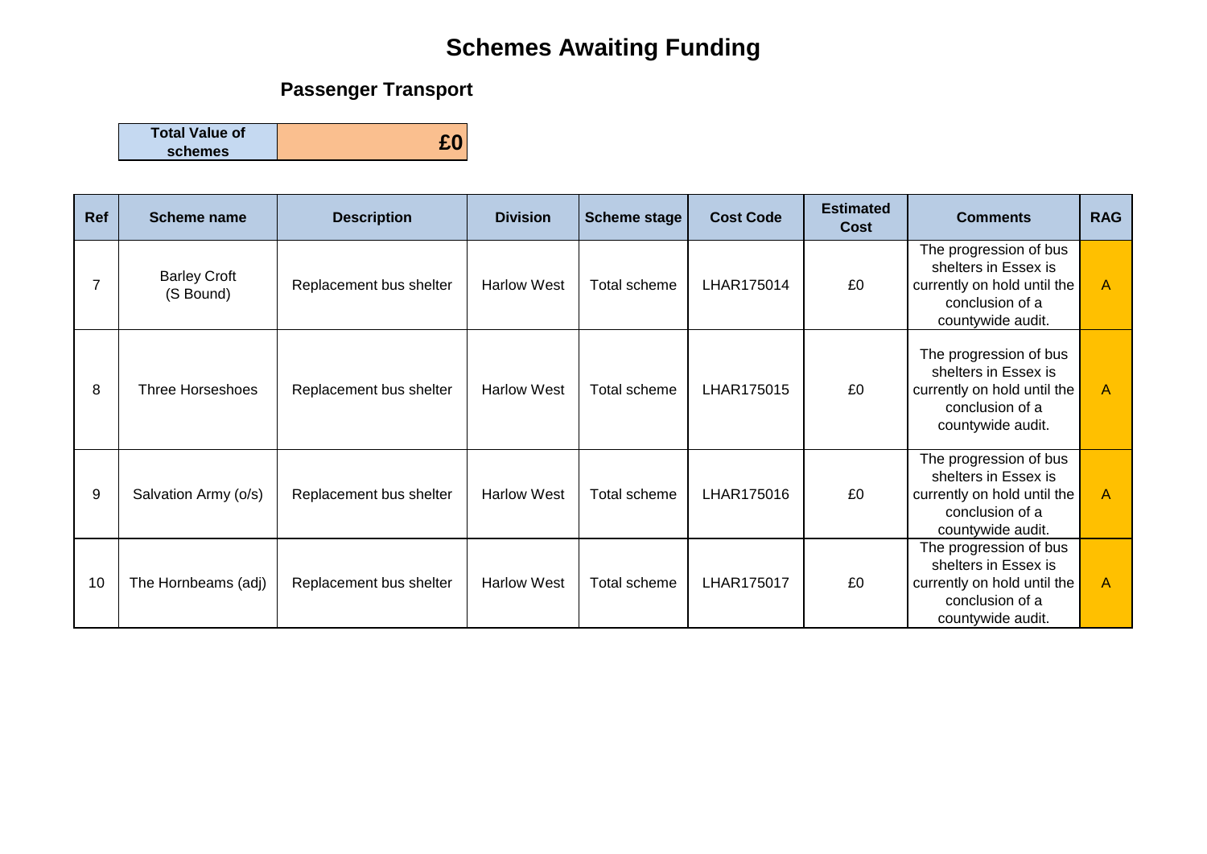# Schemes Awaiting Funding

## Passenger Transport

| Total Value of schemes | £0 |
|---|---|

| Ref | Scheme name | Description | Division | Scheme stage | Cost Code | Estimated Cost | Comments | RAG |
|---|---|---|---|---|---|---|---|---|
| 7 | Barley Croft (S Bound) | Replacement bus shelter | Harlow West | Total scheme | LHAR175014 | £0 | The progression of bus shelters in Essex is currently on hold until the conclusion of a countywide audit. | A |
| 8 | Three Horseshoes | Replacement bus shelter | Harlow West | Total scheme | LHAR175015 | £0 | The progression of bus shelters in Essex is currently on hold until the conclusion of a countywide audit. | A |
| 9 | Salvation Army (o/s) | Replacement bus shelter | Harlow West | Total scheme | LHAR175016 | £0 | The progression of bus shelters in Essex is currently on hold until the conclusion of a countywide audit. | A |
| 10 | The Hornbeams (adj) | Replacement bus shelter | Harlow West | Total scheme | LHAR175017 | £0 | The progression of bus shelters in Essex is currently on hold until the conclusion of a countywide audit. | A |